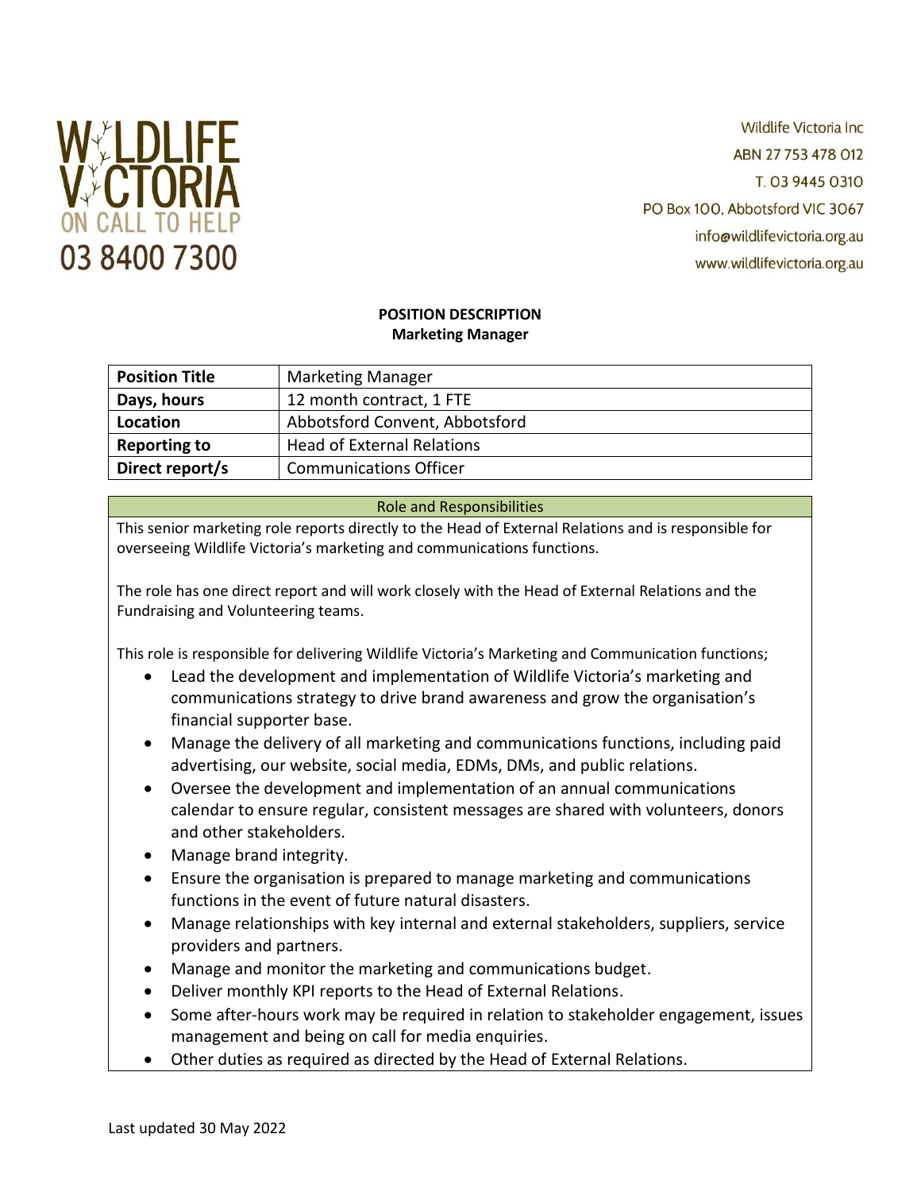WILDLIFE VICTORIA
ON CALL TO HELP
03 8400 7300

Wildlife Victoria Inc
ABN 27 753 478 012
T. 03 9445 0310
PO Box 100, Abbotsford VIC 3067
info@wildlifevictoria.org.au
www.wildlifevictoria.org.au

**POSITION DESCRIPTION**
**Marketing Manager**

| **Position Title** | Marketing Manager |
|---|---|
| **Days, hours** | 12 month contract, 1 FTE |
| **Location** | Abbotsford Convent, Abbotsford |
| **Reporting to** | Head of External Relations |
| **Direct report/s** | Communications Officer |

## Role and Responsibilities

This senior marketing role reports directly to the Head of External Relations and is responsible for overseeing Wildlife Victoria's marketing and communications functions.

The role has one direct report and will work closely with the Head of External Relations and the Fundraising and Volunteering teams.

This role is responsible for delivering Wildlife Victoria's Marketing and Communication functions;

- Lead the development and implementation of Wildlife Victoria's marketing and communications strategy to drive brand awareness and grow the organisation's financial supporter base.
- Manage the delivery of all marketing and communications functions, including paid advertising, our website, social media, EDMs, DMs, and public relations.
- Oversee the development and implementation of an annual communications calendar to ensure regular, consistent messages are shared with volunteers, donors and other stakeholders.
- Manage brand integrity.
- Ensure the organisation is prepared to manage marketing and communications functions in the event of future natural disasters.
- Manage relationships with key internal and external stakeholders, suppliers, service providers and partners.
- Manage and monitor the marketing and communications budget.
- Deliver monthly KPI reports to the Head of External Relations.
- Some after-hours work may be required in relation to stakeholder engagement, issues management and being on call for media enquiries.
- Other duties as required as directed by the Head of External Relations.

Last updated 30 May 2022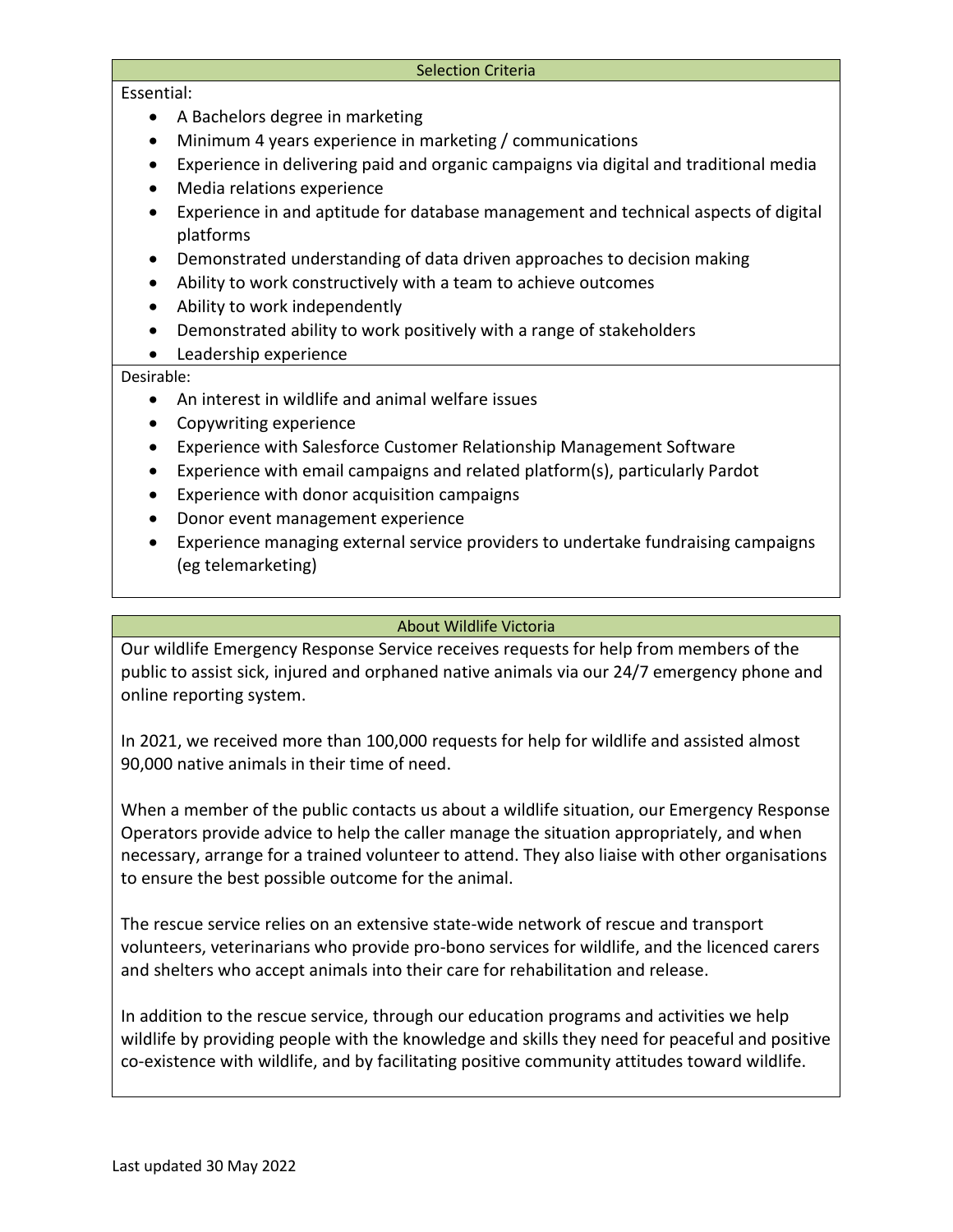## Selection Criteria

Essential:

- A Bachelors degree in marketing
- Minimum 4 years experience in marketing / communications
- Experience in delivering paid and organic campaigns via digital and traditional media
- Media relations experience
- Experience in and aptitude for database management and technical aspects of digital platforms
- Demonstrated understanding of data driven approaches to decision making
- Ability to work constructively with a team to achieve outcomes
- Ability to work independently
- Demonstrated ability to work positively with a range of stakeholders
- Leadership experience

Desirable:

- An interest in wildlife and animal welfare issues
- Copywriting experience
- Experience with Salesforce Customer Relationship Management Software
- Experience with email campaigns and related platform(s), particularly Pardot
- Experience with donor acquisition campaigns
- Donor event management experience
- Experience managing external service providers to undertake fundraising campaigns (eg telemarketing)

## About Wildlife Victoria

Our wildlife Emergency Response Service receives requests for help from members of the public to assist sick, injured and orphaned native animals via our 24/7 emergency phone and online reporting system.

In 2021, we received more than 100,000 requests for help for wildlife and assisted almost 90,000 native animals in their time of need.

When a member of the public contacts us about a wildlife situation, our Emergency Response Operators provide advice to help the caller manage the situation appropriately, and when necessary, arrange for a trained volunteer to attend. They also liaise with other organisations to ensure the best possible outcome for the animal.

The rescue service relies on an extensive state-wide network of rescue and transport volunteers, veterinarians who provide pro-bono services for wildlife, and the licenced carers and shelters who accept animals into their care for rehabilitation and release.

In addition to the rescue service, through our education programs and activities we help wildlife by providing people with the knowledge and skills they need for peaceful and positive co-existence with wildlife, and by facilitating positive community attitudes toward wildlife.

Last updated 30 May 2022